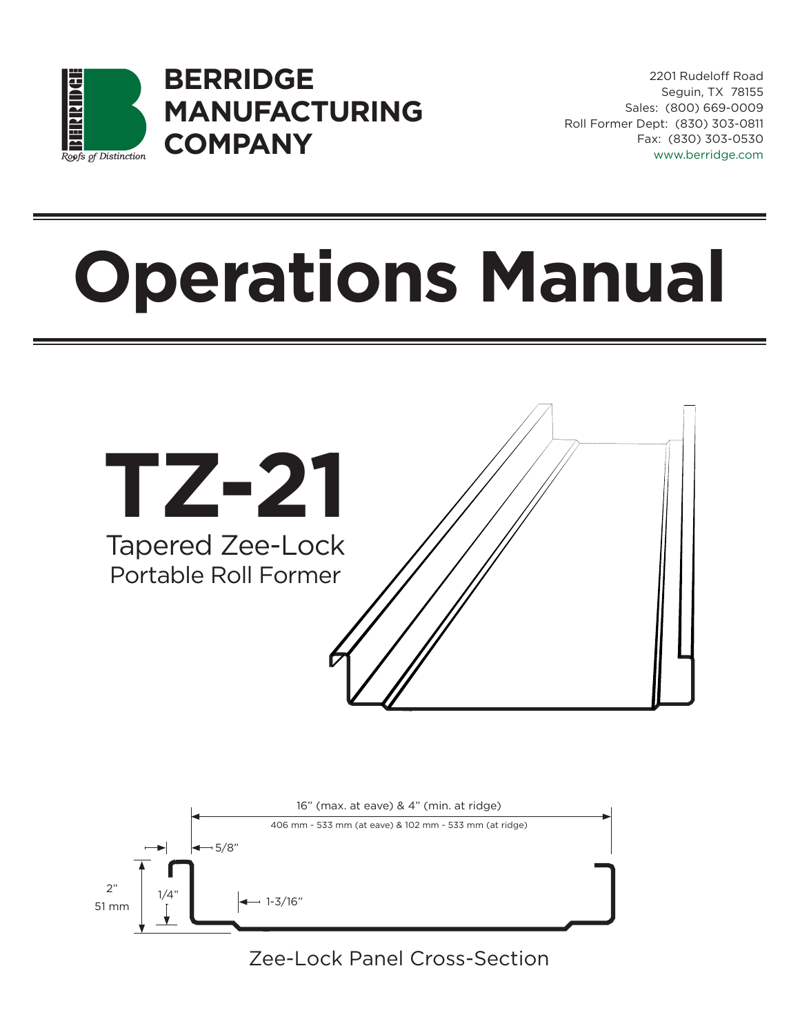**BERRIDGE MANUFACTURING COMPANY**

*Roofs of Distinction*

2201 Rudeloff Road
Seguin, TX 78155
Sales: (800) 669-0009
Roll Former Dept: (830) 303-0811
Fax: (830) 303-0530
www.berridge.com

# Operations Manual

## TZ-21

### Tapered Zee-Lock

Portable Roll Former

16" (max. at eave) & 4" (min. at ridge)

406 mm - 533 mm (at eave) & 102 mm - 533 mm (at ridge)

5/8"

2"
51 mm

1/4"

1-3/16"

Zee-Lock Panel Cross-Section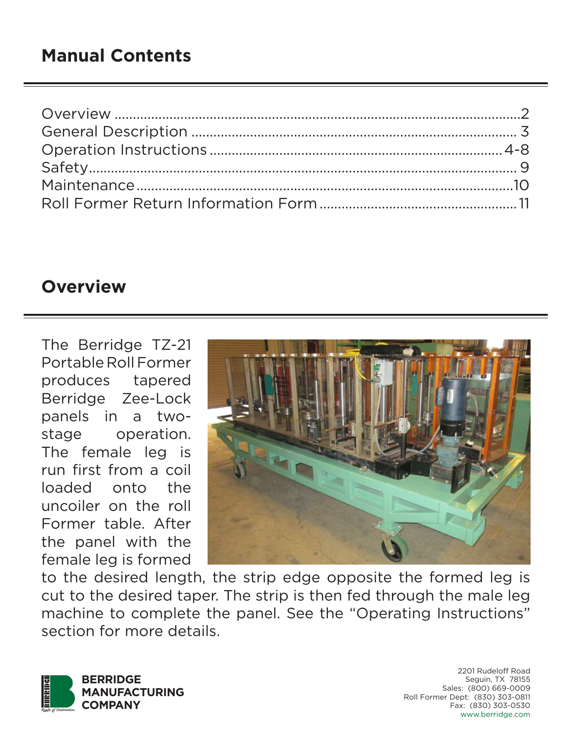## Manual Contents

Overview ........................................................................................................2
General Description ....................................................................................... 3
Operation Instructions ..............................................................................4-8
Safety............................................................................................................... 9
Maintenance ..................................................................................................10
Roll Former Return Information Form .....................................................11

## Overview

The Berridge TZ-21 Portable Roll Former produces tapered Berridge Zee-Lock panels in a two-stage operation. The female leg is run first from a coil loaded onto the uncoiler on the roll Former table. After the panel with the female leg is formed to the desired length, the strip edge opposite the formed leg is cut to the desired taper. The strip is then fed through the male leg machine to complete the panel. See the "Operating Instructions" section for more details.

**BERRIDGE MANUFACTURING COMPANY**

2201 Rudeloff Road
Seguin, TX 78155
Sales: (800) 669-0009
Roll Former Dept: (830) 303-0811
Fax: (830) 303-0530
www.berridge.com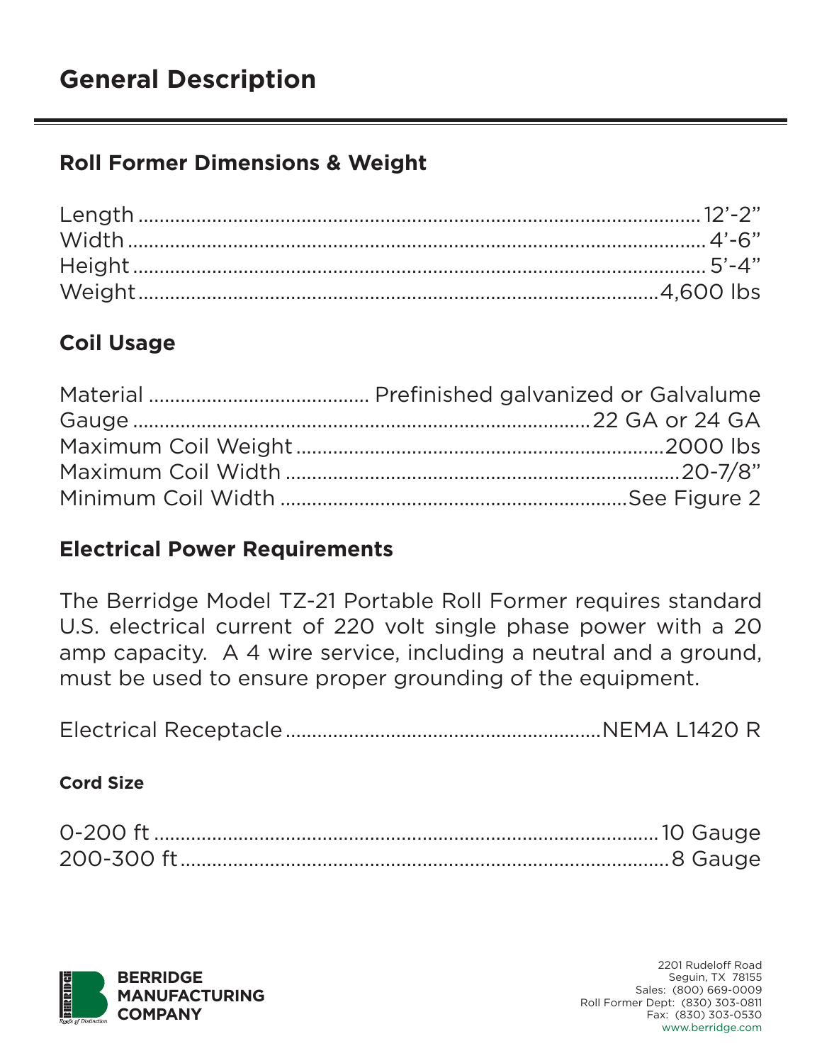# General Description

## Roll Former Dimensions & Weight

| | |
|---|---|
| Length | 12'-2" |
| Width | 4'-6" |
| Height | 5'-4" |
| Weight | 4,600 lbs |

## Coil Usage

| | |
|---|---|
| Material | Prefinished galvanized or Galvalume |
| Gauge | 22 GA or 24 GA |
| Maximum Coil Weight | 2000 lbs |
| Maximum Coil Width | 20-7/8" |
| Minimum Coil Width | See Figure 2 |

## Electrical Power Requirements

The Berridge Model TZ-21 Portable Roll Former requires standard U.S. electrical current of 220 volt single phase power with a 20 amp capacity. A 4 wire service, including a neutral and a ground, must be used to ensure proper grounding of the equipment.

| | |
|---|---|
| Electrical Receptacle | NEMA L1420 R |

### Cord Size

| | |
|---|---|
| 0-200 ft | 10 Gauge |
| 200-300 ft | 8 Gauge |

**BERRIDGE MANUFACTURING COMPANY**

2201 Rudeloff Road
Seguin, TX 78155
Sales: (800) 669-0009
Roll Former Dept: (830) 303-0811
Fax: (830) 303-0530
www.berridge.com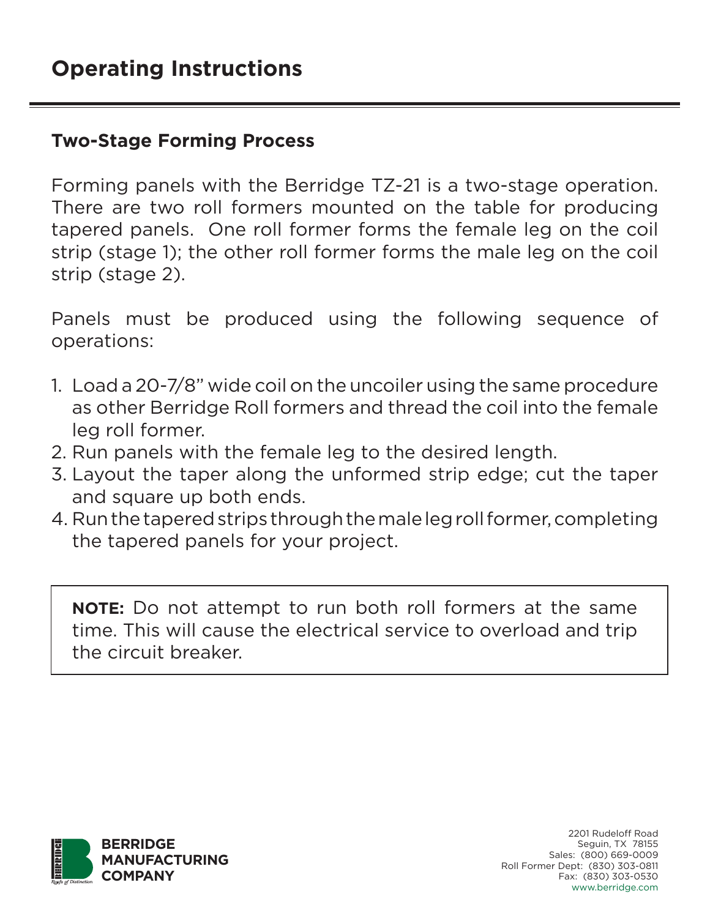# Operating Instructions

## Two-Stage Forming Process

Forming panels with the Berridge TZ-21 is a two-stage operation. There are two roll formers mounted on the table for producing tapered panels. One roll former forms the female leg on the coil strip (stage 1); the other roll former forms the male leg on the coil strip (stage 2).

Panels must be produced using the following sequence of operations:

1. Load a 20-7/8" wide coil on the uncoiler using the same procedure as other Berridge Roll formers and thread the coil into the female leg roll former.
2. Run panels with the female leg to the desired length.
3. Layout the taper along the unformed strip edge; cut the taper and square up both ends.
4. Run the tapered strips through the male leg roll former, completing the tapered panels for your project.

> **NOTE:** Do not attempt to run both roll formers at the same time. This will cause the electrical service to overload and trip the circuit breaker.

**BERRIDGE MANUFACTURING COMPANY**

2201 Rudeloff Road
Seguin, TX 78155
Sales: (800) 669-0009
Roll Former Dept: (830) 303-0811
Fax: (830) 303-0530
www.berridge.com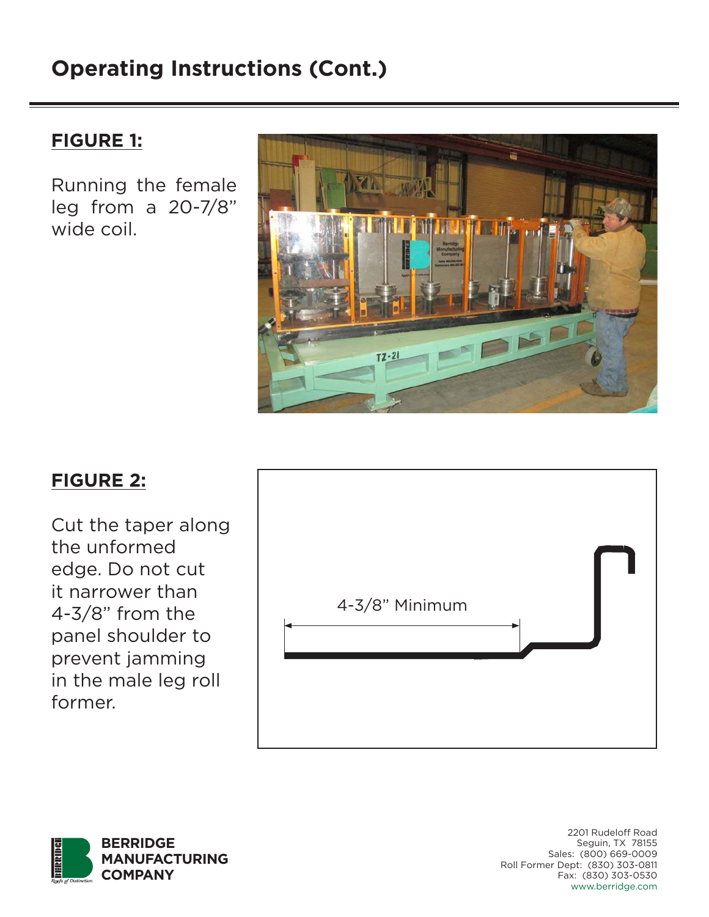# Operating Instructions (Cont.)

**FIGURE 1:**

Running the female leg from a 20-7/8" wide coil.

**FIGURE 2:**

Cut the taper along the unformed edge. Do not cut it narrower than 4-3/8" from the panel shoulder to prevent jamming in the male leg roll former.

4-3/8" Minimum

**BERRIDGE MANUFACTURING COMPANY**

2201 Rudeloff Road
Seguin, TX 78155
Sales: (800) 669-0009
Roll Former Dept: (830) 303-0811
Fax: (830) 303-0530
www.berridge.com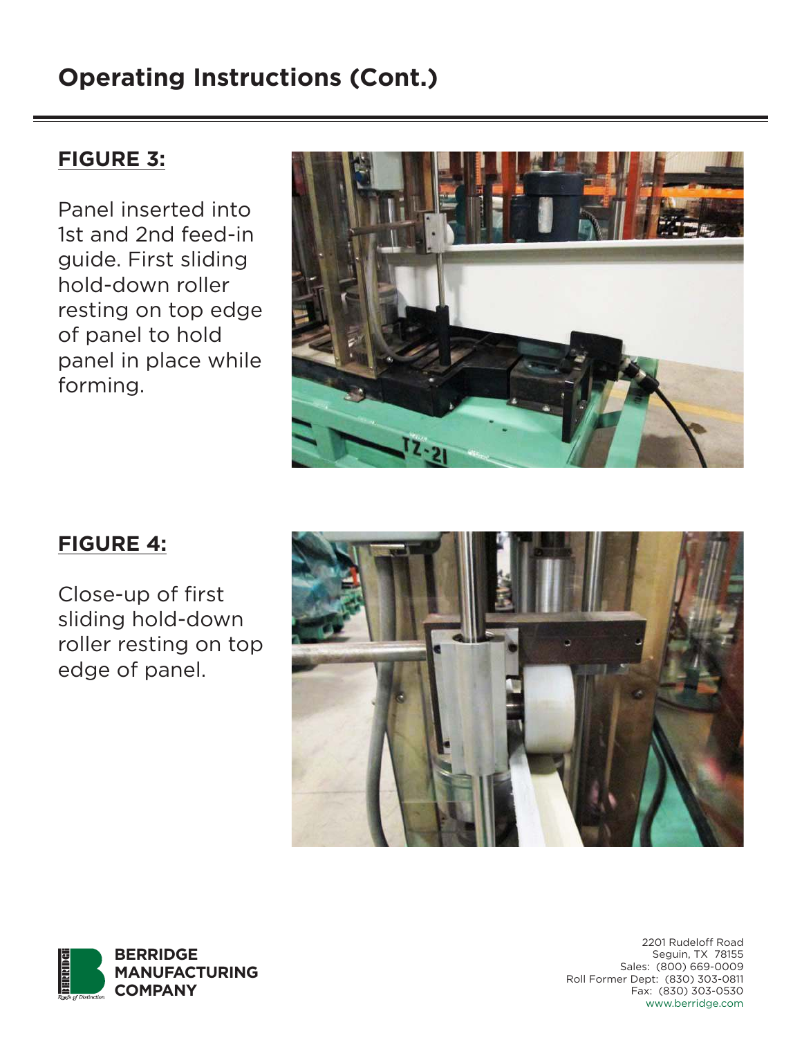# Operating Instructions (Cont.)

**FIGURE 3:**

Panel inserted into 1st and 2nd feed-in guide. First sliding hold-down roller resting on top edge of panel to hold panel in place while forming.

**FIGURE 4:**

Close-up of first sliding hold-down roller resting on top edge of panel.

**BERRIDGE MANUFACTURING COMPANY**

2201 Rudeloff Road
Seguin, TX 78155
Sales: (800) 669-0009
Roll Former Dept: (830) 303-0811
Fax: (830) 303-0530
www.berridge.com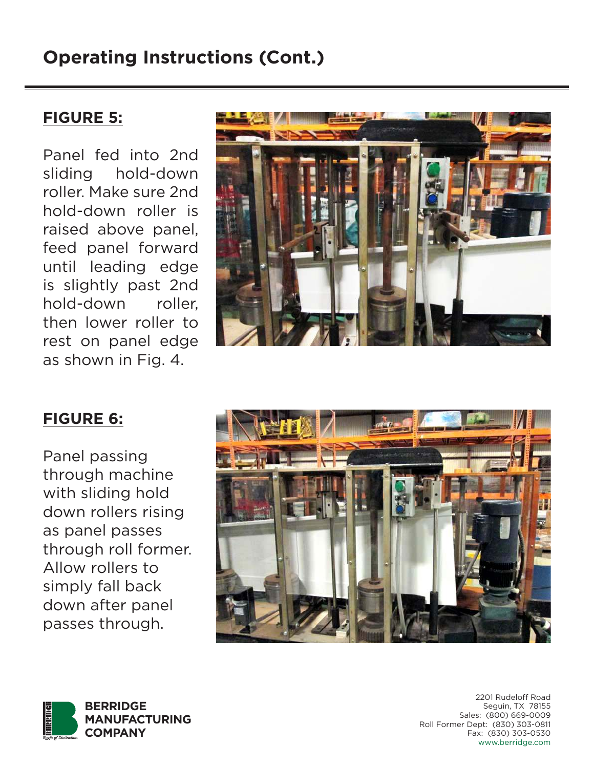# Operating Instructions (Cont.)

**FIGURE 5:**

Panel fed into 2nd sliding hold-down roller. Make sure 2nd hold-down roller is raised above panel, feed panel forward until leading edge is slightly past 2nd hold-down roller, then lower roller to rest on panel edge as shown in Fig. 4.

**FIGURE 6:**

Panel passing through machine with sliding hold down rollers rising as panel passes through roll former. Allow rollers to simply fall back down after panel passes through.

**BERRIDGE MANUFACTURING COMPANY**

2201 Rudeloff Road
Seguin, TX 78155
Sales: (800) 669-0009
Roll Former Dept: (830) 303-0811
Fax: (830) 303-0530
www.berridge.com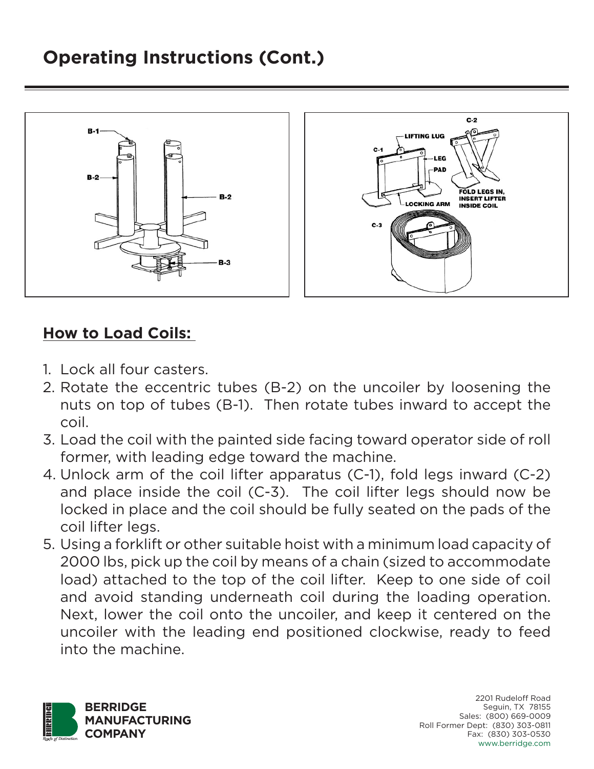# Operating Instructions (Cont.)

## How to Load Coils:

1. Lock all four casters.
2. Rotate the eccentric tubes (B-2) on the uncoiler by loosening the nuts on top of tubes (B-1). Then rotate tubes inward to accept the coil.
3. Load the coil with the painted side facing toward operator side of roll former, with leading edge toward the machine.
4. Unlock arm of the coil lifter apparatus (C-1), fold legs inward (C-2) and place inside the coil (C-3). The coil lifter legs should now be locked in place and the coil should be fully seated on the pads of the coil lifter legs.
5. Using a forklift or other suitable hoist with a minimum load capacity of 2000 lbs, pick up the coil by means of a chain (sized to accommodate load) attached to the top of the coil lifter. Keep to one side of coil and avoid standing underneath coil during the loading operation. Next, lower the coil onto the uncoiler, and keep it centered on the uncoiler with the leading end positioned clockwise, ready to feed into the machine.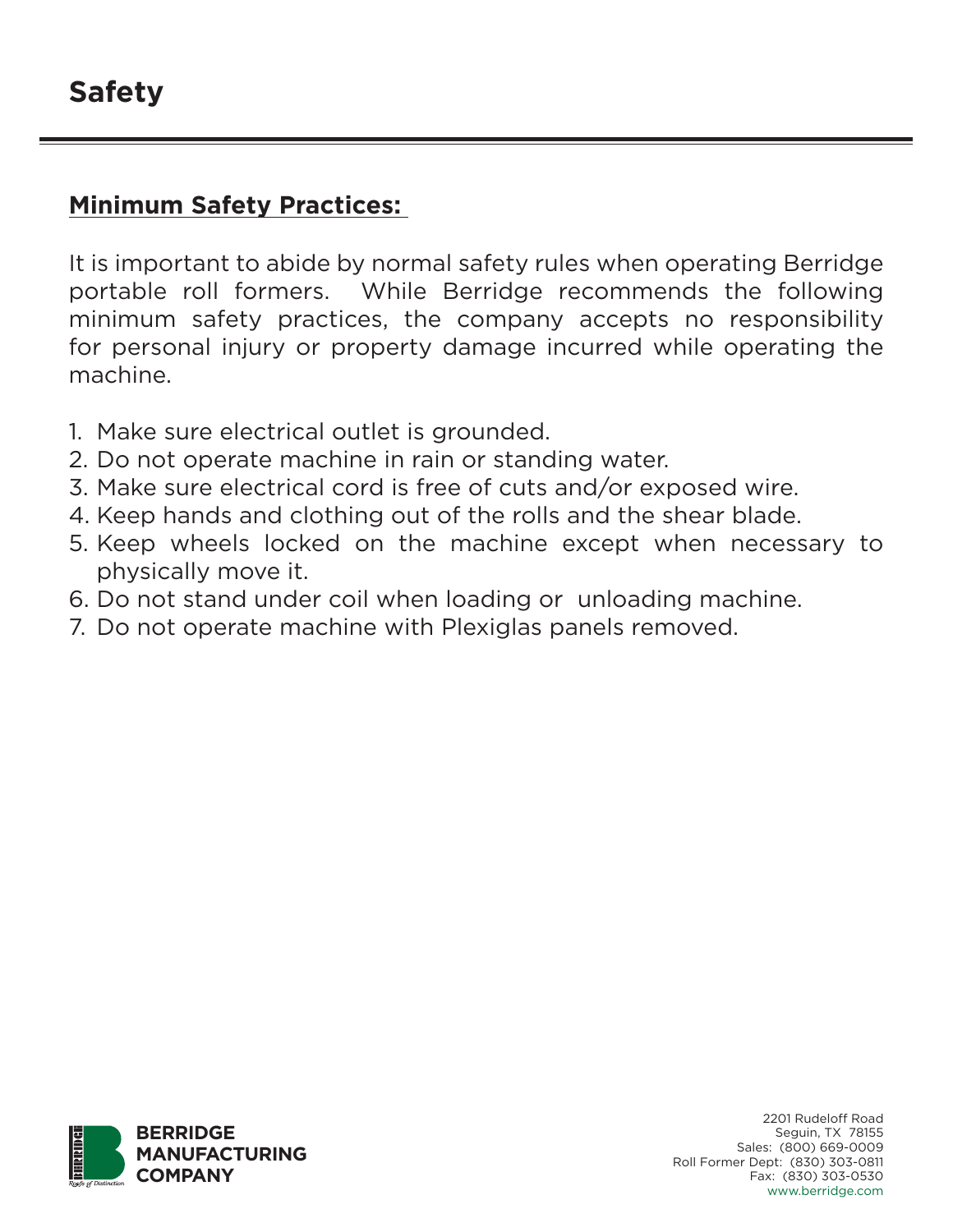# Safety

## Minimum Safety Practices:

It is important to abide by normal safety rules when operating Berridge portable roll formers. While Berridge recommends the following minimum safety practices, the company accepts no responsibility for personal injury or property damage incurred while operating the machine.

1. Make sure electrical outlet is grounded.
2. Do not operate machine in rain or standing water.
3. Make sure electrical cord is free of cuts and/or exposed wire.
4. Keep hands and clothing out of the rolls and the shear blade.
5. Keep wheels locked on the machine except when necessary to physically move it.
6. Do not stand under coil when loading or unloading machine.
7. Do not operate machine with Plexiglas panels removed.

**BERRIDGE MANUFACTURING COMPANY**

2201 Rudeloff Road
Seguin, TX 78155
Sales: (800) 669-0009
Roll Former Dept: (830) 303-0811
Fax: (830) 303-0530
www.berridge.com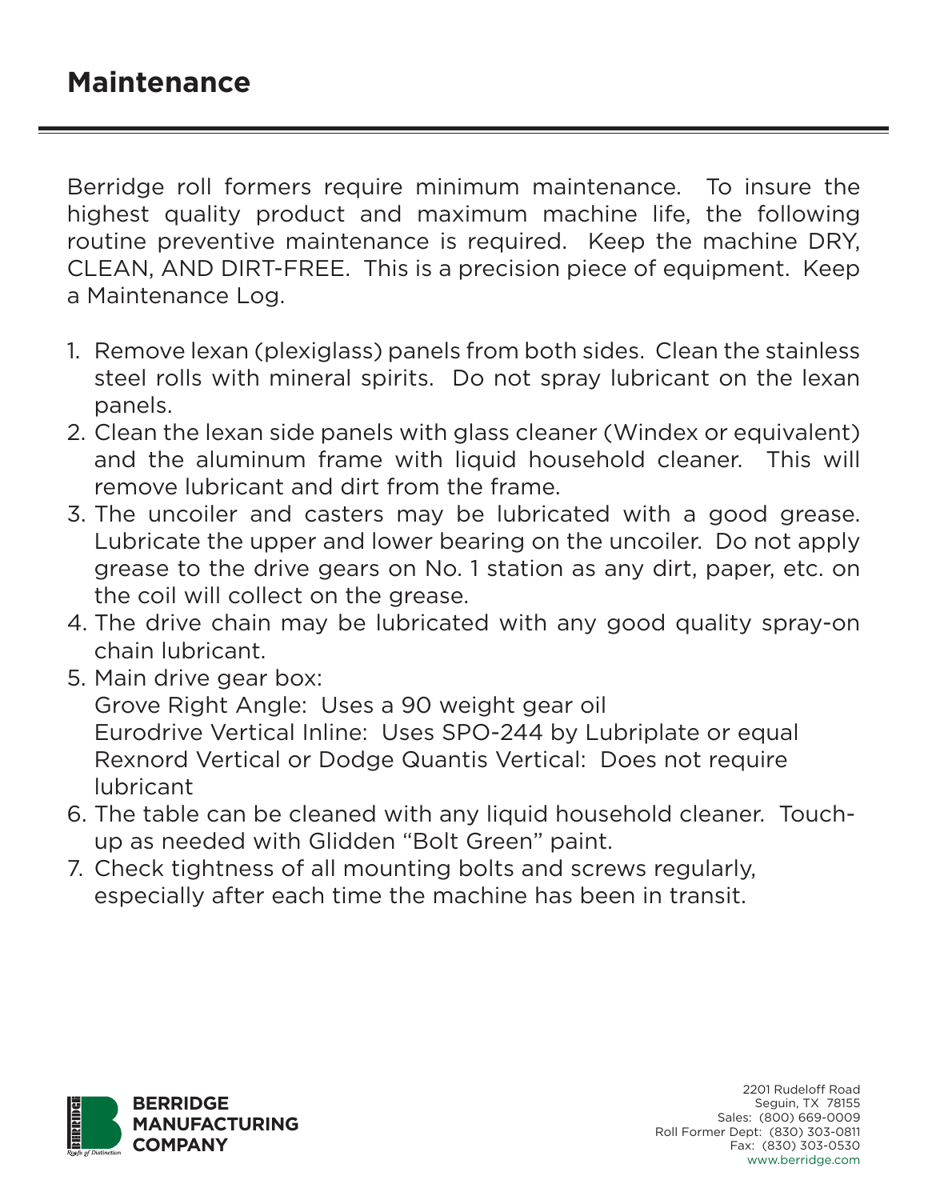# Maintenance

Berridge roll formers require minimum maintenance. To insure the highest quality product and maximum machine life, the following routine preventive maintenance is required. Keep the machine DRY, CLEAN, AND DIRT-FREE. This is a precision piece of equipment. Keep a Maintenance Log.

1. Remove lexan (plexiglass) panels from both sides. Clean the stainless steel rolls with mineral spirits. Do not spray lubricant on the lexan panels.
2. Clean the lexan side panels with glass cleaner (Windex or equivalent) and the aluminum frame with liquid household cleaner. This will remove lubricant and dirt from the frame.
3. The uncoiler and casters may be lubricated with a good grease. Lubricate the upper and lower bearing on the uncoiler. Do not apply grease to the drive gears on No. 1 station as any dirt, paper, etc. on the coil will collect on the grease.
4. The drive chain may be lubricated with any good quality spray-on chain lubricant.
5. Main drive gear box:
   Grove Right Angle: Uses a 90 weight gear oil
   Eurodrive Vertical Inline: Uses SPO-244 by Lubriplate or equal
   Rexnord Vertical or Dodge Quantis Vertical: Does not require lubricant
6. The table can be cleaned with any liquid household cleaner. Touch-up as needed with Glidden "Bolt Green" paint.
7. Check tightness of all mounting bolts and screws regularly, especially after each time the machine has been in transit.

**BERRIDGE MANUFACTURING COMPANY**

2201 Rudeloff Road
Seguin, TX 78155
Sales: (800) 669-0009
Roll Former Dept: (830) 303-0811
Fax: (830) 303-0530
www.berridge.com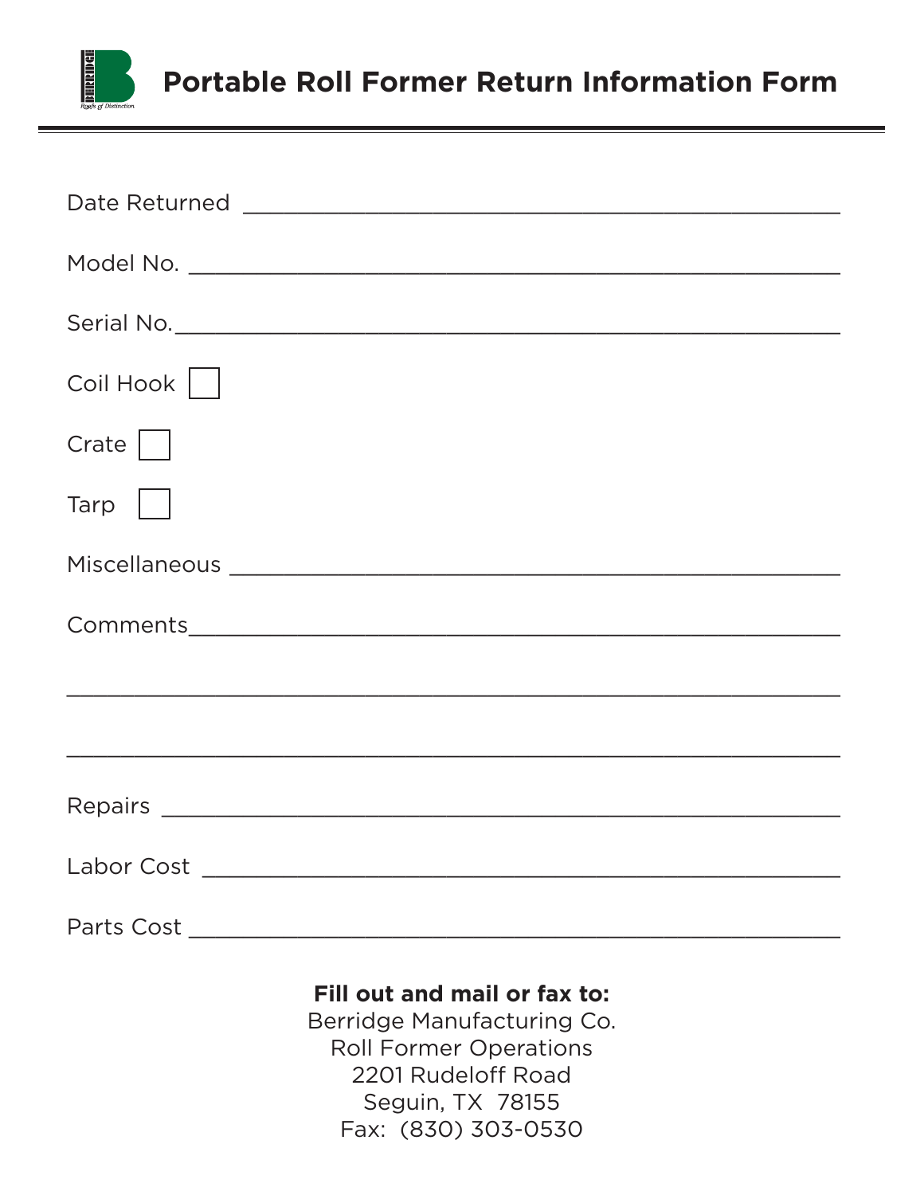# Portable Roll Former Return Information Form

Date Returned ________________________________________________

Model No. ___________________________________________________

Serial No.___________________________________________________

Coil Hook ☐

Crate ☐

Tarp ☐

Miscellaneous ________________________________________________

Comments____________________________________________________

_____________________________________________________________

_____________________________________________________________

Repairs _____________________________________________________

Labor Cost ___________________________________________________

Parts Cost ___________________________________________________

**Fill out and mail or fax to:**

Berridge Manufacturing Co.
Roll Former Operations
2201 Rudeloff Road
Seguin, TX 78155
Fax: (830) 303-0530